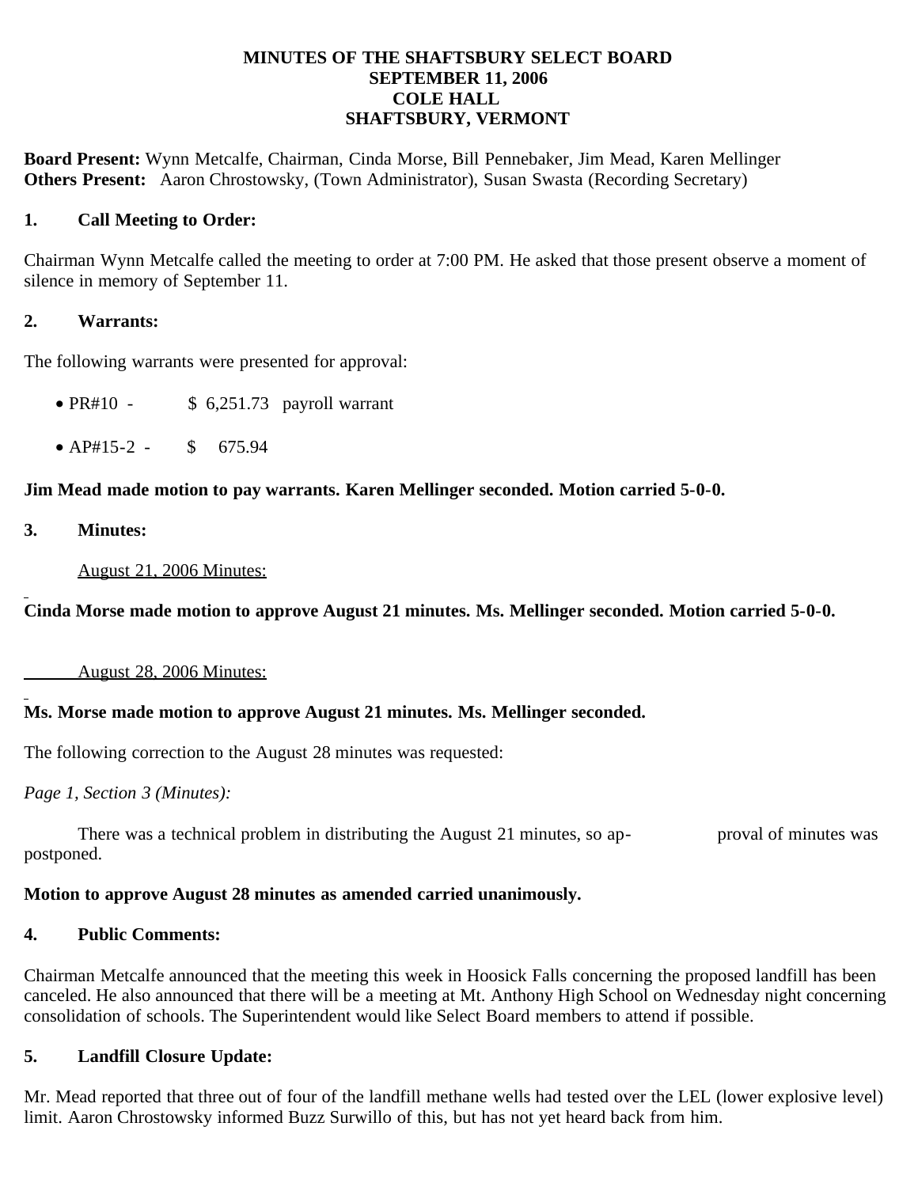**MINUTES OF THE SHAFTSBURY SELECT BOARD**
**SEPTEMBER 11, 2006**
**COLE HALL**
**SHAFTSBURY, VERMONT**

**Board Present:** Wynn Metcalfe, Chairman, Cinda Morse, Bill Pennebaker, Jim Mead, Karen Mellinger
**Others Present:** Aaron Chrostowsky, (Town Administrator), Susan Swasta (Recording Secretary)

## 1. Call Meeting to Order:

Chairman Wynn Metcalfe called the meeting to order at 7:00 PM. He asked that those present observe a moment of silence in memory of September 11.

## 2. Warrants:

The following warrants were presented for approval:

- PR#10 - $ 6,251.73 payroll warrant
- AP#15-2 - $ 675.94

**Jim Mead made motion to pay warrants. Karen Mellinger seconded. Motion carried 5-0-0.**

## 3. Minutes:

August 21, 2006 Minutes:

**Cinda Morse made motion to approve August 21 minutes. Ms. Mellinger seconded. Motion carried 5-0-0.**

August 28, 2006 Minutes:

**Ms. Morse made motion to approve August 21 minutes. Ms. Mellinger seconded.**

The following correction to the August 28 minutes was requested:

*Page 1, Section 3 (Minutes):*

There was a technical problem in distributing the August 21 minutes, so ap- proval of minutes was postponed.

**Motion to approve August 28 minutes as amended carried unanimously.**

## 4. Public Comments:

Chairman Metcalfe announced that the meeting this week in Hoosick Falls concerning the proposed landfill has been canceled. He also announced that there will be a meeting at Mt. Anthony High School on Wednesday night concerning consolidation of schools. The Superintendent would like Select Board members to attend if possible.

## 5. Landfill Closure Update:

Mr. Mead reported that three out of four of the landfill methane wells had tested over the LEL (lower explosive level) limit. Aaron Chrostowsky informed Buzz Surwillo of this, but has not yet heard back from him.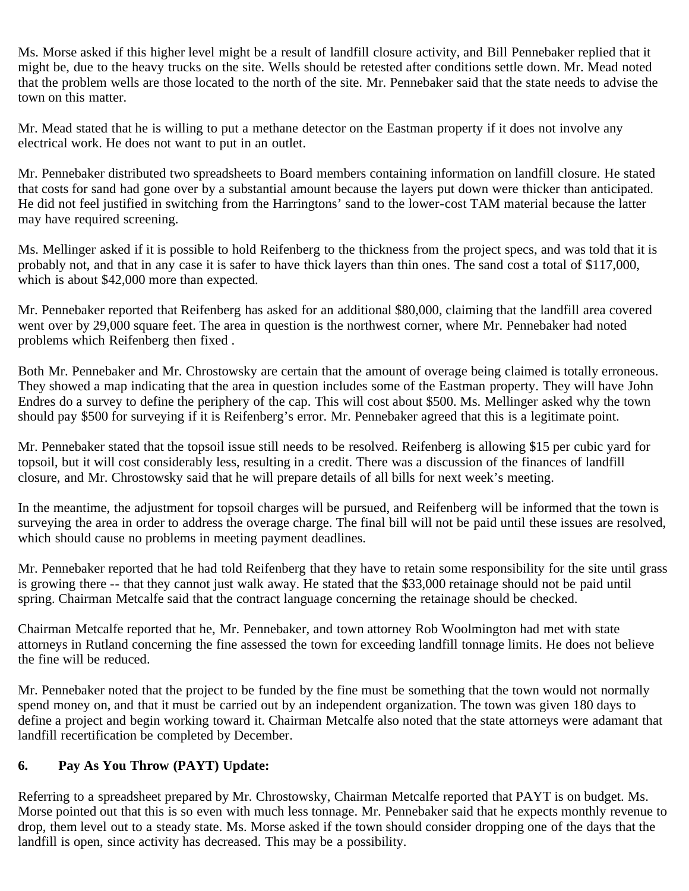Ms. Morse asked if this higher level might be a result of landfill closure activity, and Bill Pennebaker replied that it might be, due to the heavy trucks on the site. Wells should be retested after conditions settle down. Mr. Mead noted that the problem wells are those located to the north of the site. Mr. Pennebaker said that the state needs to advise the town on this matter.

Mr. Mead stated that he is willing to put a methane detector on the Eastman property if it does not involve any electrical work. He does not want to put in an outlet.

Mr. Pennebaker distributed two spreadsheets to Board members containing information on landfill closure. He stated that costs for sand had gone over by a substantial amount because the layers put down were thicker than anticipated. He did not feel justified in switching from the Harringtons' sand to the lower-cost TAM material because the latter may have required screening.

Ms. Mellinger asked if it is possible to hold Reifenberg to the thickness from the project specs, and was told that it is probably not, and that in any case it is safer to have thick layers than thin ones. The sand cost a total of $117,000, which is about $42,000 more than expected.

Mr. Pennebaker reported that Reifenberg has asked for an additional $80,000, claiming that the landfill area covered went over by 29,000 square feet. The area in question is the northwest corner, where Mr. Pennebaker had noted problems which Reifenberg then fixed .

Both Mr. Pennebaker and Mr. Chrostowsky are certain that the amount of overage being claimed is totally erroneous. They showed a map indicating that the area in question includes some of the Eastman property. They will have John Endres do a survey to define the periphery of the cap. This will cost about $500. Ms. Mellinger asked why the town should pay $500 for surveying if it is Reifenberg's error. Mr. Pennebaker agreed that this is a legitimate point.

Mr. Pennebaker stated that the topsoil issue still needs to be resolved. Reifenberg is allowing $15 per cubic yard for topsoil, but it will cost considerably less, resulting in a credit. There was a discussion of the finances of landfill closure, and Mr. Chrostowsky said that he will prepare details of all bills for next week's meeting.

In the meantime, the adjustment for topsoil charges will be pursued, and Reifenberg will be informed that the town is surveying the area in order to address the overage charge. The final bill will not be paid until these issues are resolved, which should cause no problems in meeting payment deadlines.

Mr. Pennebaker reported that he had told Reifenberg that they have to retain some responsibility for the site until grass is growing there -- that they cannot just walk away. He stated that the $33,000 retainage should not be paid until spring. Chairman Metcalfe said that the contract language concerning the retainage should be checked.

Chairman Metcalfe reported that he, Mr. Pennebaker, and town attorney Rob Woolmington had met with state attorneys in Rutland concerning the fine assessed the town for exceeding landfill tonnage limits. He does not believe the fine will be reduced.

Mr. Pennebaker noted that the project to be funded by the fine must be something that the town would not normally spend money on, and that it must be carried out by an independent organization. The town was given 180 days to define a project and begin working toward it. Chairman Metcalfe also noted that the state attorneys were adamant that landfill recertification be completed by December.

**6. Pay As You Throw (PAYT) Update:**

Referring to a spreadsheet prepared by Mr. Chrostowsky, Chairman Metcalfe reported that PAYT is on budget. Ms. Morse pointed out that this is so even with much less tonnage. Mr. Pennebaker said that he expects monthly revenue to drop, them level out to a steady state. Ms. Morse asked if the town should consider dropping one of the days that the landfill is open, since activity has decreased. This may be a possibility.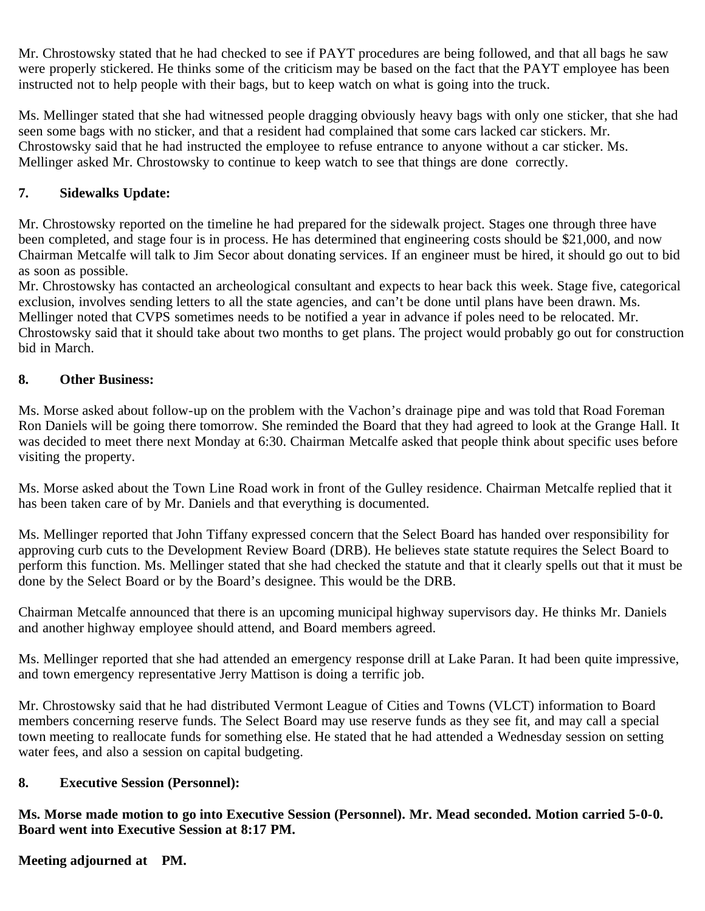Mr. Chrostowsky stated that he had checked to see if PAYT procedures are being followed, and that all bags he saw were properly stickered. He thinks some of the criticism may be based on the fact that the PAYT employee has been instructed not to help people with their bags, but to keep watch on what is going into the truck.

Ms. Mellinger stated that she had witnessed people dragging obviously heavy bags with only one sticker, that she had seen some bags with no sticker, and that a resident had complained that some cars lacked car stickers. Mr. Chrostowsky said that he had instructed the employee to refuse entrance to anyone without a car sticker. Ms. Mellinger asked Mr. Chrostowsky to continue to keep watch to see that things are done correctly.

**7. Sidewalks Update:**

Mr. Chrostowsky reported on the timeline he had prepared for the sidewalk project. Stages one through three have been completed, and stage four is in process. He has determined that engineering costs should be $21,000, and now Chairman Metcalfe will talk to Jim Secor about donating services. If an engineer must be hired, it should go out to bid as soon as possible.

Mr. Chrostowsky has contacted an archeological consultant and expects to hear back this week. Stage five, categorical exclusion, involves sending letters to all the state agencies, and can't be done until plans have been drawn. Ms. Mellinger noted that CVPS sometimes needs to be notified a year in advance if poles need to be relocated. Mr. Chrostowsky said that it should take about two months to get plans. The project would probably go out for construction bid in March.

**8. Other Business:**

Ms. Morse asked about follow-up on the problem with the Vachon's drainage pipe and was told that Road Foreman Ron Daniels will be going there tomorrow. She reminded the Board that they had agreed to look at the Grange Hall. It was decided to meet there next Monday at 6:30. Chairman Metcalfe asked that people think about specific uses before visiting the property.

Ms. Morse asked about the Town Line Road work in front of the Gulley residence. Chairman Metcalfe replied that it has been taken care of by Mr. Daniels and that everything is documented.

Ms. Mellinger reported that John Tiffany expressed concern that the Select Board has handed over responsibility for approving curb cuts to the Development Review Board (DRB). He believes state statute requires the Select Board to perform this function. Ms. Mellinger stated that she had checked the statute and that it clearly spells out that it must be done by the Select Board or by the Board's designee. This would be the DRB.

Chairman Metcalfe announced that there is an upcoming municipal highway supervisors day. He thinks Mr. Daniels and another highway employee should attend, and Board members agreed.

Ms. Mellinger reported that she had attended an emergency response drill at Lake Paran. It had been quite impressive, and town emergency representative Jerry Mattison is doing a terrific job.

Mr. Chrostowsky said that he had distributed Vermont League of Cities and Towns (VLCT) information to Board members concerning reserve funds. The Select Board may use reserve funds as they see fit, and may call a special town meeting to reallocate funds for something else. He stated that he had attended a Wednesday session on setting water fees, and also a session on capital budgeting.

**8. Executive Session (Personnel):**

**Ms. Morse made motion to go into Executive Session (Personnel). Mr. Mead seconded. Motion carried 5-0-0. Board went into Executive Session at 8:17 PM.**

**Meeting adjourned at PM.**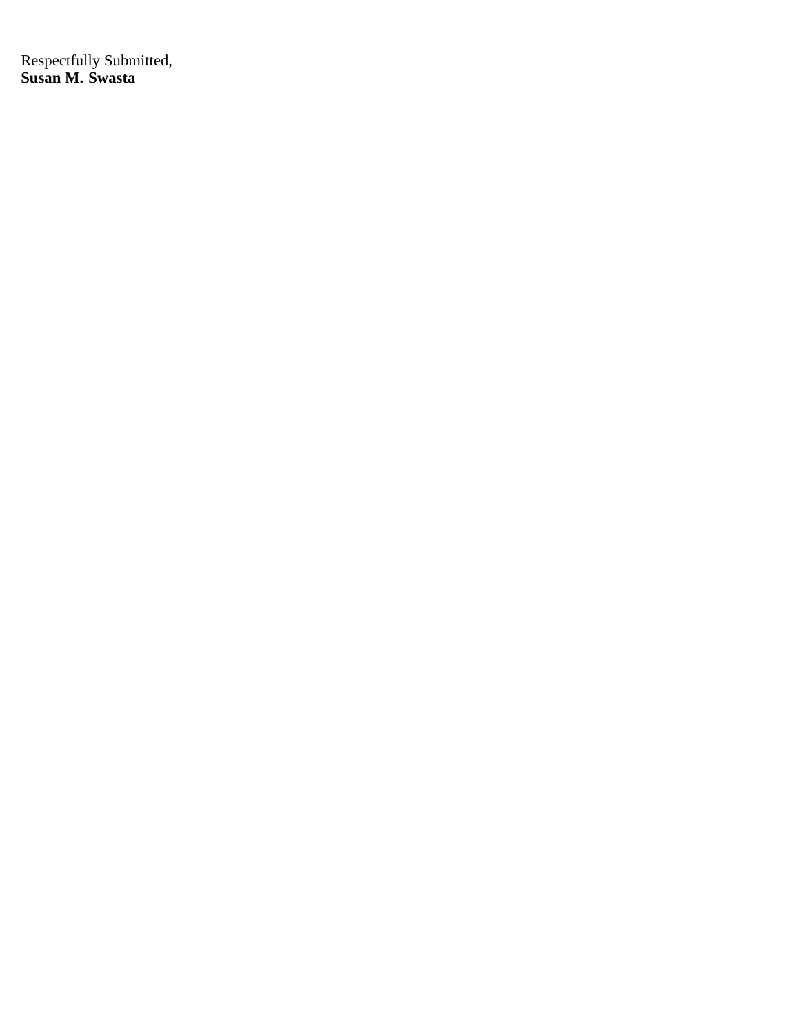Respectfully Submitted,
**Susan M. Swasta**